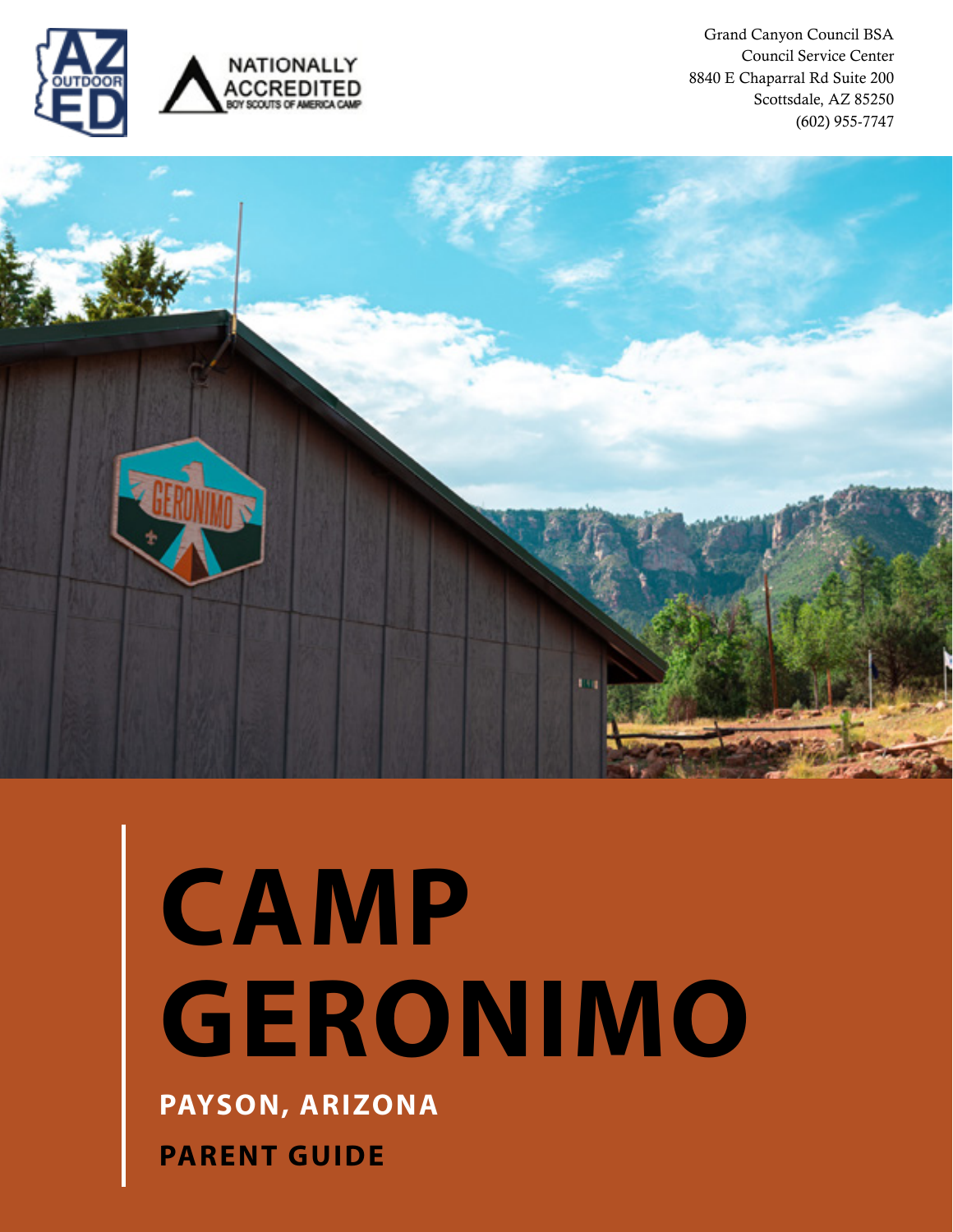Grand Canyon Council BSA
Council Service Center
8840 E Chaparral Rd Suite 200
Scottsdale, AZ 85250
(602) 955-7747

# CAMP GERONIMO

**PAYSON, ARIZONA**

**PARENT GUIDE**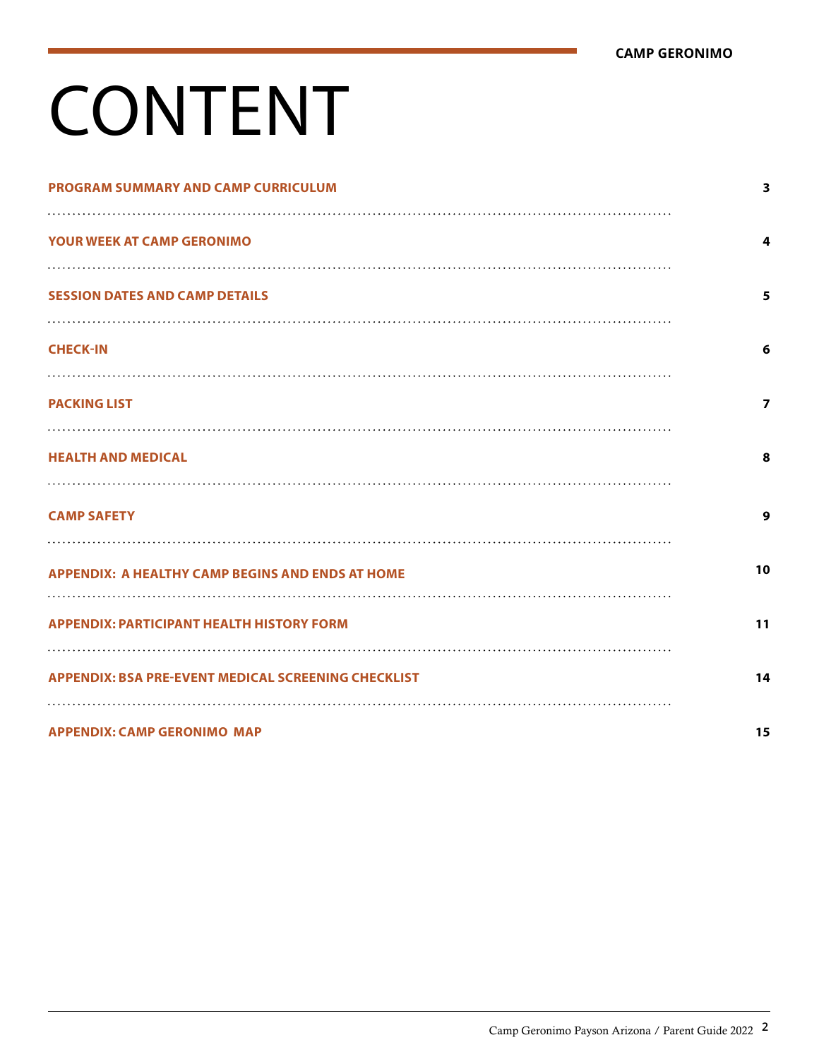# CONTENT

| | |
|---|---|
| PROGRAM SUMMARY AND CAMP CURRICULUM | 3 |
| YOUR WEEK AT CAMP GERONIMO | 4 |
| SESSION DATES AND CAMP DETAILS | 5 |
| CHECK-IN | 6 |
| PACKING LIST | 7 |
| HEALTH AND MEDICAL | 8 |
| CAMP SAFETY | 9 |
| APPENDIX: A HEALTHY CAMP BEGINS AND ENDS AT HOME | 10 |
| APPENDIX: PARTICIPANT HEALTH HISTORY FORM | 11 |
| APPENDIX: BSA PRE-EVENT MEDICAL SCREENING CHECKLIST | 14 |
| APPENDIX: CAMP GERONIMO MAP | 15 |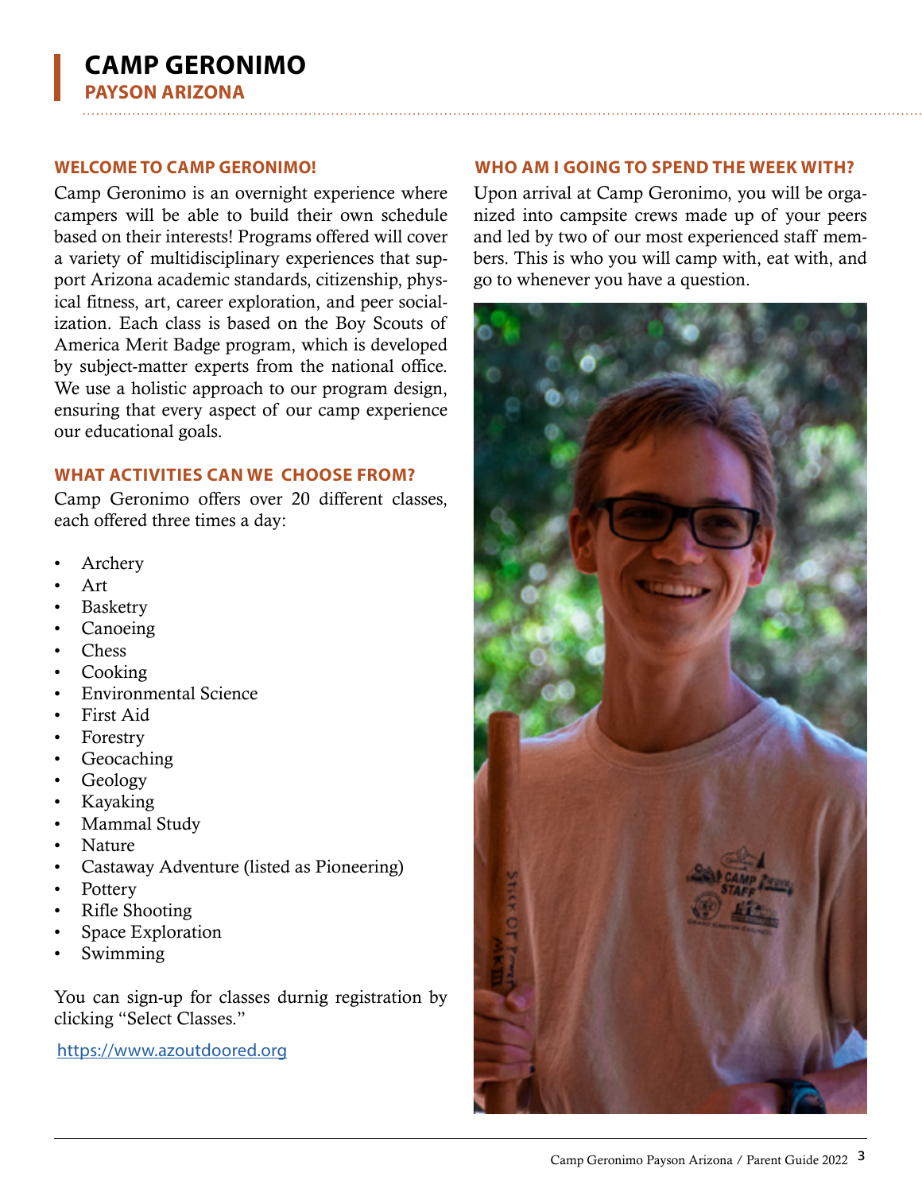# CAMP GERONIMO
## PAYSON ARIZONA

### WELCOME TO CAMP GERONIMO!

Camp Geronimo is an overnight experience where campers will be able to build their own schedule based on their interests! Programs offered will cover a variety of multidisciplinary experiences that support Arizona academic standards, citizenship, physical fitness, art, career exploration, and peer socialization. Each class is based on the Boy Scouts of America Merit Badge program, which is developed by subject-matter experts from the national office. We use a holistic approach to our program design, ensuring that every aspect of our camp experience our educational goals.

### WHAT ACTIVITIES CAN WE CHOOSE FROM?

Camp Geronimo offers over 20 different classes, each offered three times a day:

- Archery
- Art
- Basketry
- Canoeing
- Chess
- Cooking
- Environmental Science
- First Aid
- Forestry
- Geocaching
- Geology
- Kayaking
- Mammal Study
- Nature
- Castaway Adventure (listed as Pioneering)
- Pottery
- Rifle Shooting
- Space Exploration
- Swimming

You can sign-up for classes durnig registration by clicking "Select Classes."

https://www.azoutdoored.org

### WHO AM I GOING TO SPEND THE WEEK WITH?

Upon arrival at Camp Geronimo, you will be organized into campsite crews made up of your peers and led by two of our most experienced staff members. This is who you will camp with, eat with, and go to whenever you have a question.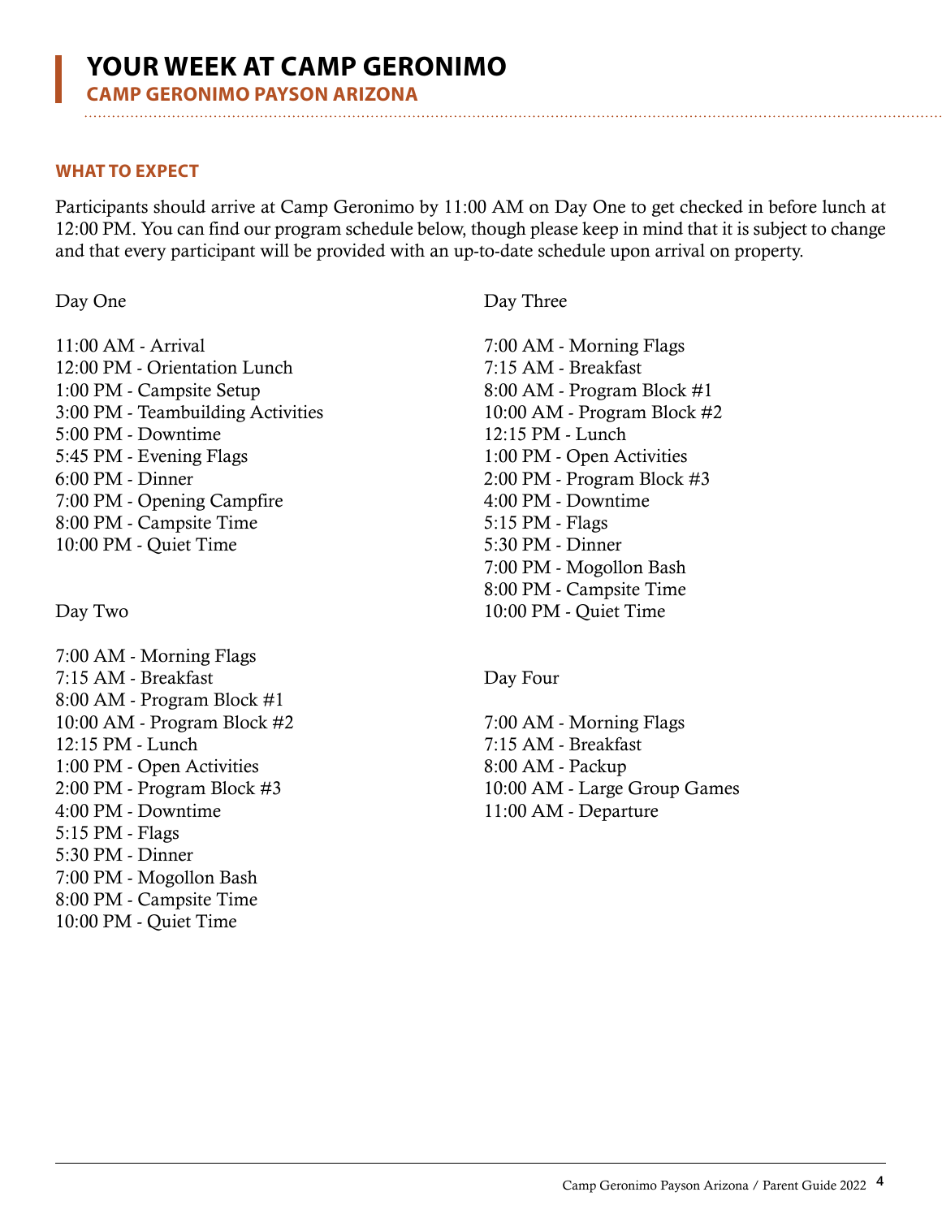# YOUR WEEK AT CAMP GERONIMO

## CAMP GERONIMO PAYSON ARIZONA

### WHAT TO EXPECT

Participants should arrive at Camp Geronimo by 11:00 AM on Day One to get checked in before lunch at 12:00 PM. You can find our program schedule below, though please keep in mind that it is subject to change and that every participant will be provided with an up-to-date schedule upon arrival on property.

Day One

11:00 AM - Arrival
12:00 PM - Orientation Lunch
1:00 PM - Campsite Setup
3:00 PM - Teambuilding Activities
5:00 PM - Downtime
5:45 PM - Evening Flags
6:00 PM - Dinner
7:00 PM - Opening Campfire
8:00 PM - Campsite Time
10:00 PM - Quiet Time

Day Two

7:00 AM - Morning Flags
7:15 AM - Breakfast
8:00 AM - Program Block #1
10:00 AM - Program Block #2
12:15 PM - Lunch
1:00 PM - Open Activities
2:00 PM - Program Block #3
4:00 PM - Downtime
5:15 PM - Flags
5:30 PM - Dinner
7:00 PM - Mogollon Bash
8:00 PM - Campsite Time
10:00 PM - Quiet Time

Day Three

7:00 AM - Morning Flags
7:15 AM - Breakfast
8:00 AM - Program Block #1
10:00 AM - Program Block #2
12:15 PM - Lunch
1:00 PM - Open Activities
2:00 PM - Program Block #3
4:00 PM - Downtime
5:15 PM - Flags
5:30 PM - Dinner
7:00 PM - Mogollon Bash
8:00 PM - Campsite Time
10:00 PM - Quiet Time

Day Four

7:00 AM - Morning Flags
7:15 AM - Breakfast
8:00 AM - Packup
10:00 AM - Large Group Games
11:00 AM - Departure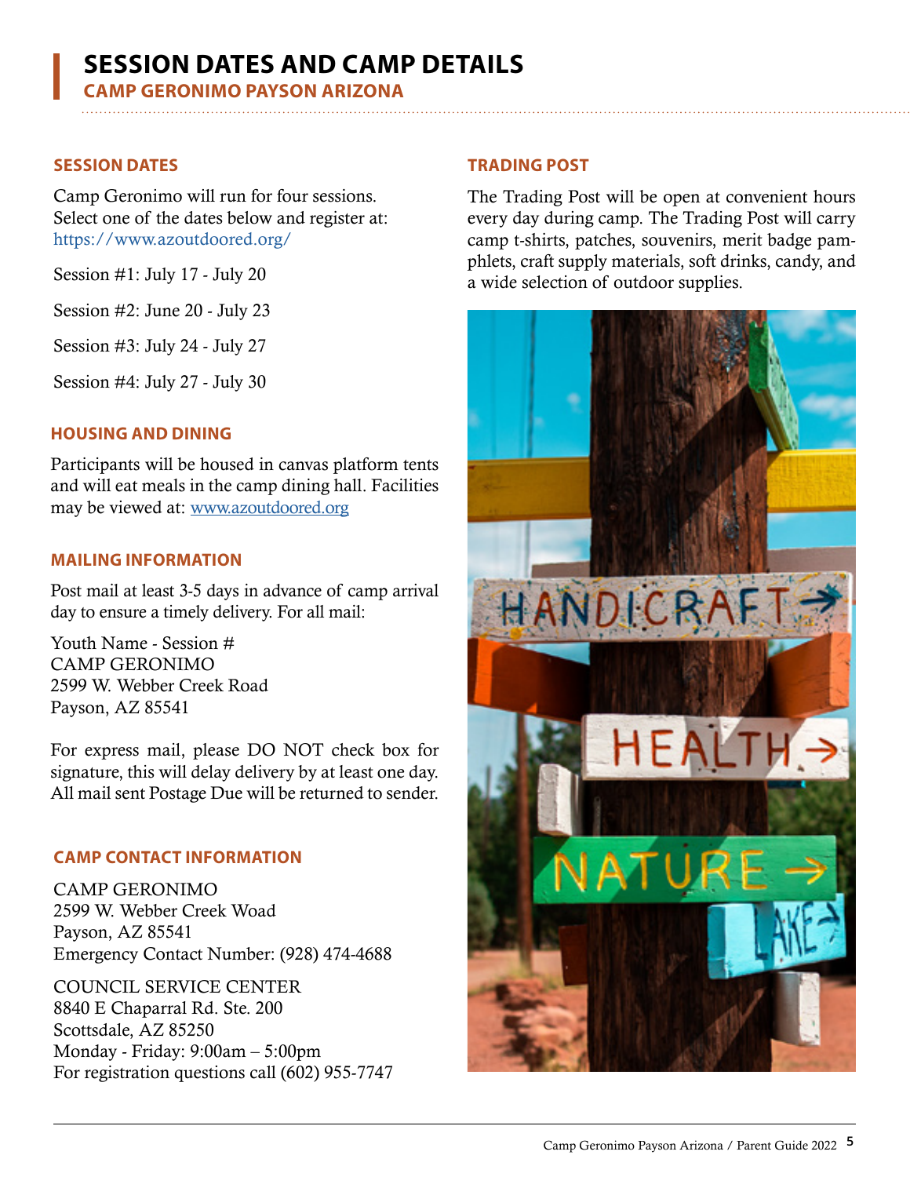# SESSION DATES AND CAMP DETAILS

## CAMP GERONIMO PAYSON ARIZONA

### SESSION DATES

Camp Geronimo will run for four sessions. Select one of the dates below and register at: https://www.azoutdoored.org/

Session #1: July 17 - July 20

Session #2: June 20 - July 23

Session #3: July 24 - July 27

Session #4: July 27 - July 30

### HOUSING AND DINING

Participants will be housed in canvas platform tents and will eat meals in the camp dining hall. Facilities may be viewed at: www.azoutdoored.org

### MAILING INFORMATION

Post mail at least 3-5 days in advance of camp arrival day to ensure a timely delivery. For all mail:

Youth Name - Session #
CAMP GERONIMO
2599 W. Webber Creek Road
Payson, AZ 85541

For express mail, please DO NOT check box for signature, this will delay delivery by at least one day. All mail sent Postage Due will be returned to sender.

### CAMP CONTACT INFORMATION

CAMP GERONIMO
2599 W. Webber Creek Woad
Payson, AZ 85541
Emergency Contact Number: (928) 474-4688

COUNCIL SERVICE CENTER
8840 E Chaparral Rd. Ste. 200
Scottsdale, AZ 85250
Monday - Friday: 9:00am – 5:00pm
For registration questions call (602) 955-7747

### TRADING POST

The Trading Post will be open at convenient hours every day during camp. The Trading Post will carry camp t-shirts, patches, souvenirs, merit badge pamphlets, craft supply materials, soft drinks, candy, and a wide selection of outdoor supplies.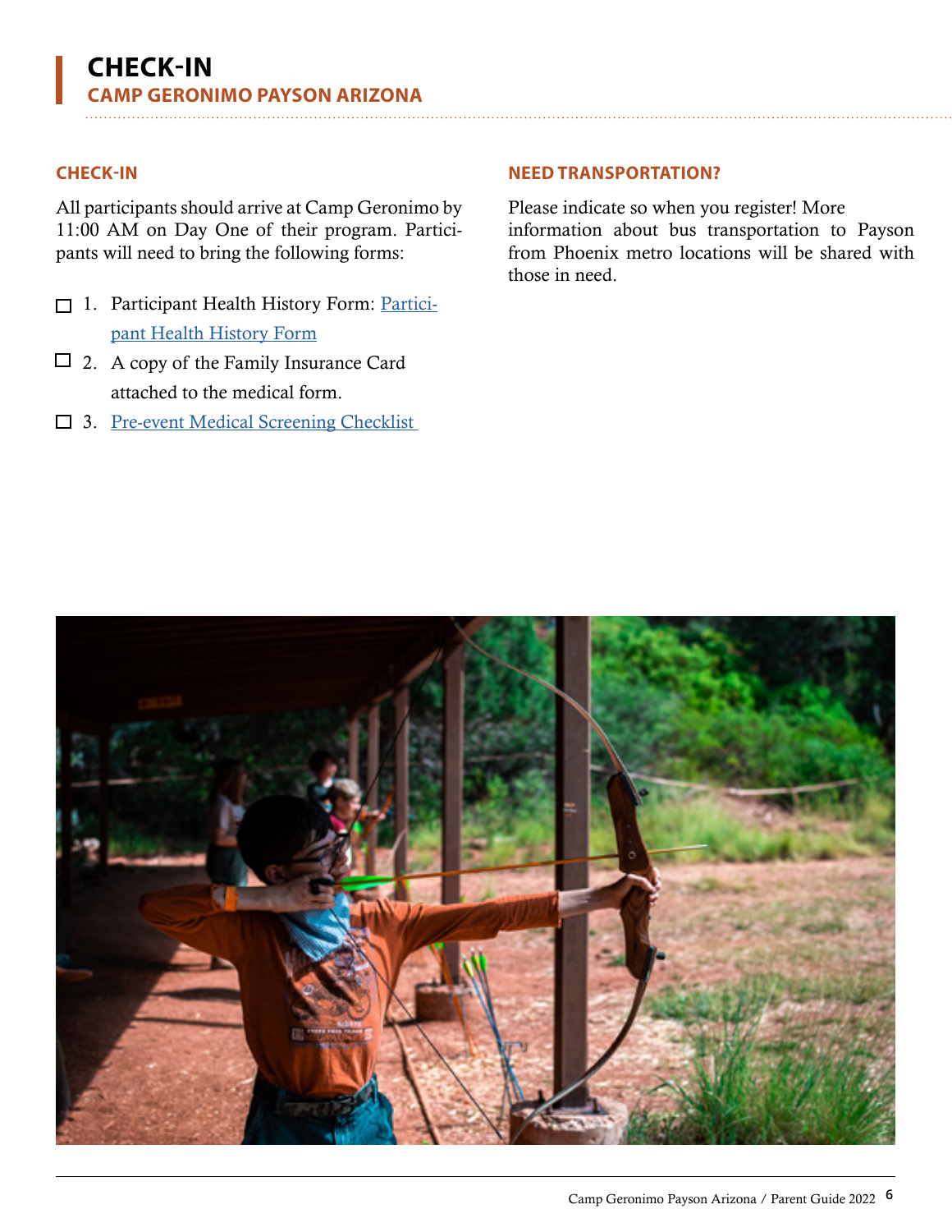# CHECK-IN

## CAMP GERONIMO PAYSON ARIZONA

### CHECK-IN

All participants should arrive at Camp Geronimo by 11:00 AM on Day One of their program. Participants will need to bring the following forms:

- ☐ 1. Participant Health History Form: Participant Health History Form
- ☐ 2. A copy of the Family Insurance Card attached to the medical form.
- ☐ 3. Pre-event Medical Screening Checklist

### NEED TRANSPORTATION?

Please indicate so when you register! More information about bus transportation to Payson from Phoenix metro locations will be shared with those in need.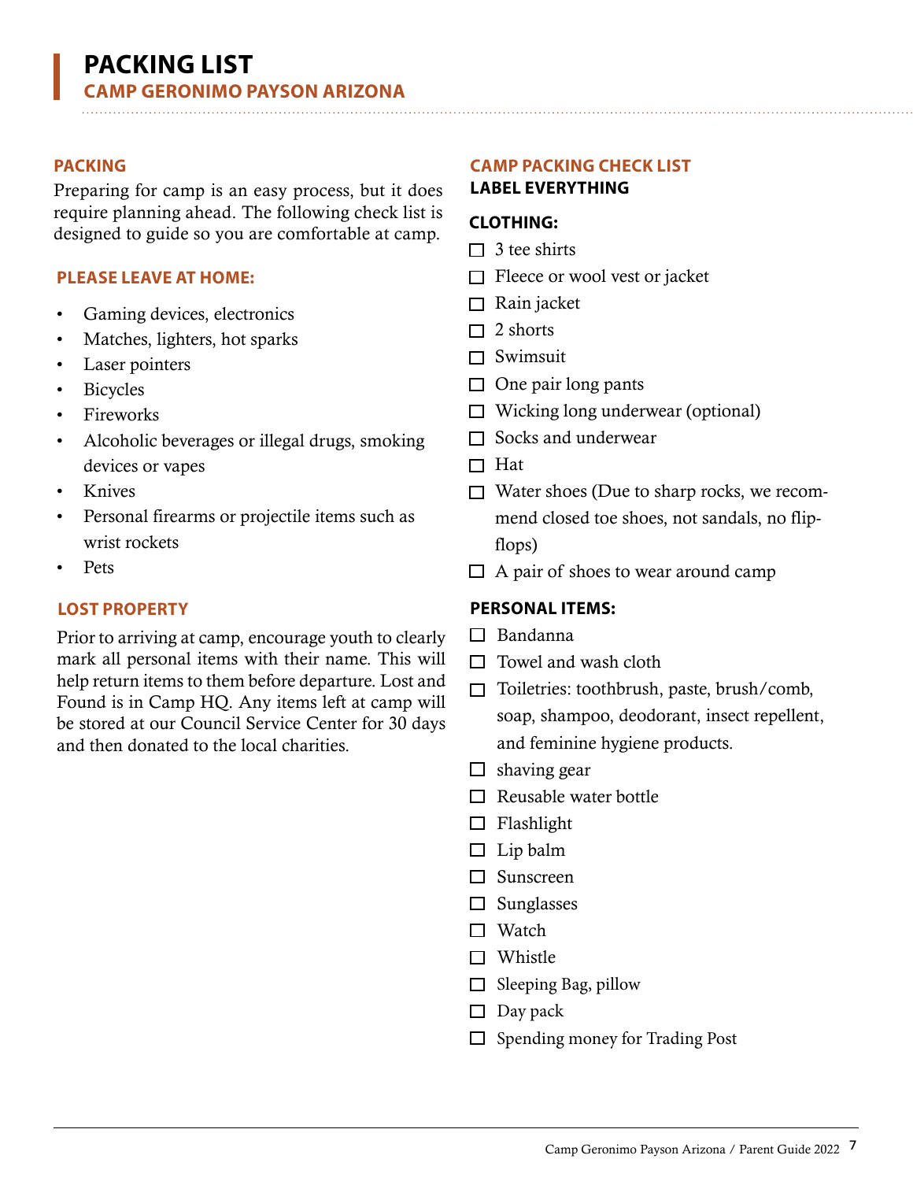# PACKING LIST

## CAMP GERONIMO PAYSON ARIZONA

### PACKING

Preparing for camp is an easy process, but it does require planning ahead. The following check list is designed to guide so you are comfortable at camp.

### PLEASE LEAVE AT HOME:

- Gaming devices, electronics
- Matches, lighters, hot sparks
- Laser pointers
- Bicycles
- Fireworks
- Alcoholic beverages or illegal drugs, smoking devices or vapes
- Knives
- Personal firearms or projectile items such as wrist rockets
- Pets

### LOST PROPERTY

Prior to arriving at camp, encourage youth to clearly mark all personal items with their name. This will help return items to them before departure. Lost and Found is in Camp HQ. Any items left at camp will be stored at our Council Service Center for 30 days and then donated to the local charities.

### CAMP PACKING CHECK LIST

**LABEL EVERYTHING**

**CLOTHING:**

- [ ] 3 tee shirts
- [ ] Fleece or wool vest or jacket
- [ ] Rain jacket
- [ ] 2 shorts
- [ ] Swimsuit
- [ ] One pair long pants
- [ ] Wicking long underwear (optional)
- [ ] Socks and underwear
- [ ] Hat
- [ ] Water shoes (Due to sharp rocks, we recommend closed toe shoes, not sandals, no flip-flops)
- [ ] A pair of shoes to wear around camp

**PERSONAL ITEMS:**

- [ ] Bandanna
- [ ] Towel and wash cloth
- [ ] Toiletries: toothbrush, paste, brush/comb, soap, shampoo, deodorant, insect repellent, and feminine hygiene products.
- [ ] shaving gear
- [ ] Reusable water bottle
- [ ] Flashlight
- [ ] Lip balm
- [ ] Sunscreen
- [ ] Sunglasses
- [ ] Watch
- [ ] Whistle
- [ ] Sleeping Bag, pillow
- [ ] Day pack
- [ ] Spending money for Trading Post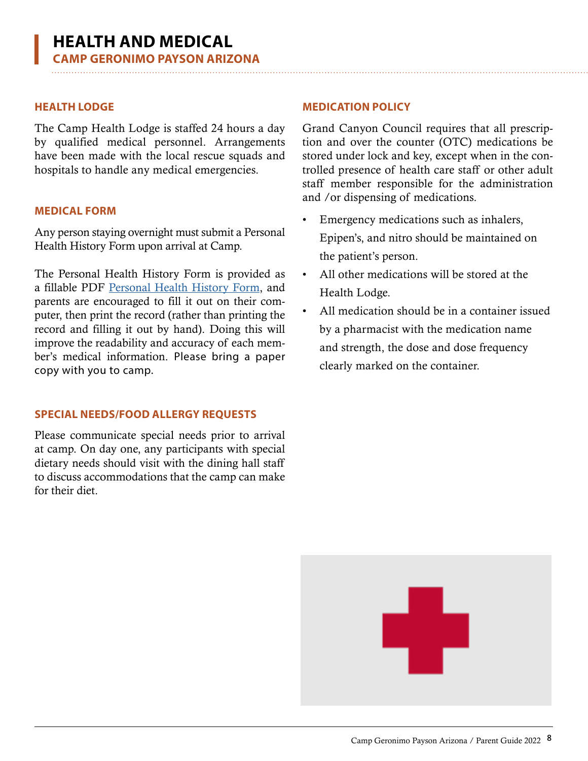# HEALTH AND MEDICAL

## CAMP GERONIMO PAYSON ARIZONA

### HEALTH LODGE

The Camp Health Lodge is staffed 24 hours a day by qualified medical personnel. Arrangements have been made with the local rescue squads and hospitals to handle any medical emergencies.

### MEDICAL FORM

Any person staying overnight must submit a Personal Health History Form upon arrival at Camp.

The Personal Health History Form is provided as a fillable PDF Personal Health History Form, and parents are encouraged to fill it out on their computer, then print the record (rather than printing the record and filling it out by hand). Doing this will improve the readability and accuracy of each member's medical information. Please bring a paper copy with you to camp.

### SPECIAL NEEDS/FOOD ALLERGY REQUESTS

Please communicate special needs prior to arrival at camp. On day one, any participants with special dietary needs should visit with the dining hall staff to discuss accommodations that the camp can make for their diet.

### MEDICATION POLICY

Grand Canyon Council requires that all prescription and over the counter (OTC) medications be stored under lock and key, except when in the controlled presence of health care staff or other adult staff member responsible for the administration and /or dispensing of medications.

- Emergency medications such as inhalers, Epipen's, and nitro should be maintained on the patient's person.
- All other medications will be stored at the Health Lodge.
- All medication should be in a container issued by a pharmacist with the medication name and strength, the dose and dose frequency clearly marked on the container.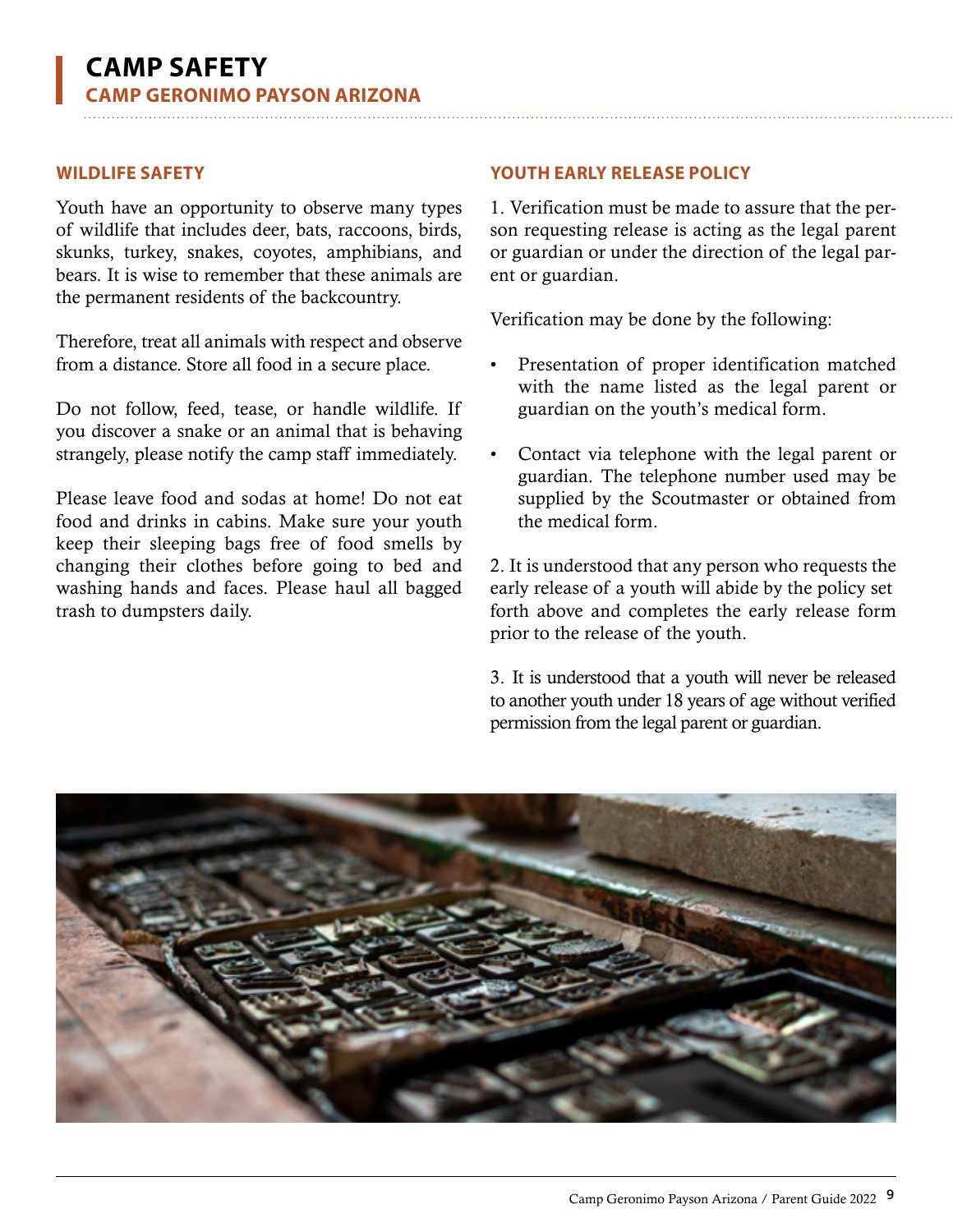# CAMP SAFETY

## CAMP GERONIMO PAYSON ARIZONA

### WILDLIFE SAFETY

Youth have an opportunity to observe many types of wildlife that includes deer, bats, raccoons, birds, skunks, turkey, snakes, coyotes, amphibians, and bears. It is wise to remember that these animals are the permanent residents of the backcountry.

Therefore, treat all animals with respect and observe from a distance. Store all food in a secure place.

Do not follow, feed, tease, or handle wildlife. If you discover a snake or an animal that is behaving strangely, please notify the camp staff immediately.

Please leave food and sodas at home! Do not eat food and drinks in cabins. Make sure your youth keep their sleeping bags free of food smells by changing their clothes before going to bed and washing hands and faces. Please haul all bagged trash to dumpsters daily.

### YOUTH EARLY RELEASE POLICY

1. Verification must be made to assure that the person requesting release is acting as the legal parent or guardian or under the direction of the legal parent or guardian.

Verification may be done by the following:

- Presentation of proper identification matched with the name listed as the legal parent or guardian on the youth's medical form.
- Contact via telephone with the legal parent or guardian. The telephone number used may be supplied by the Scoutmaster or obtained from the medical form.

2. It is understood that any person who requests the early release of a youth will abide by the policy set forth above and completes the early release form prior to the release of the youth.

3. It is understood that a youth will never be released to another youth under 18 years of age without verified permission from the legal parent or guardian.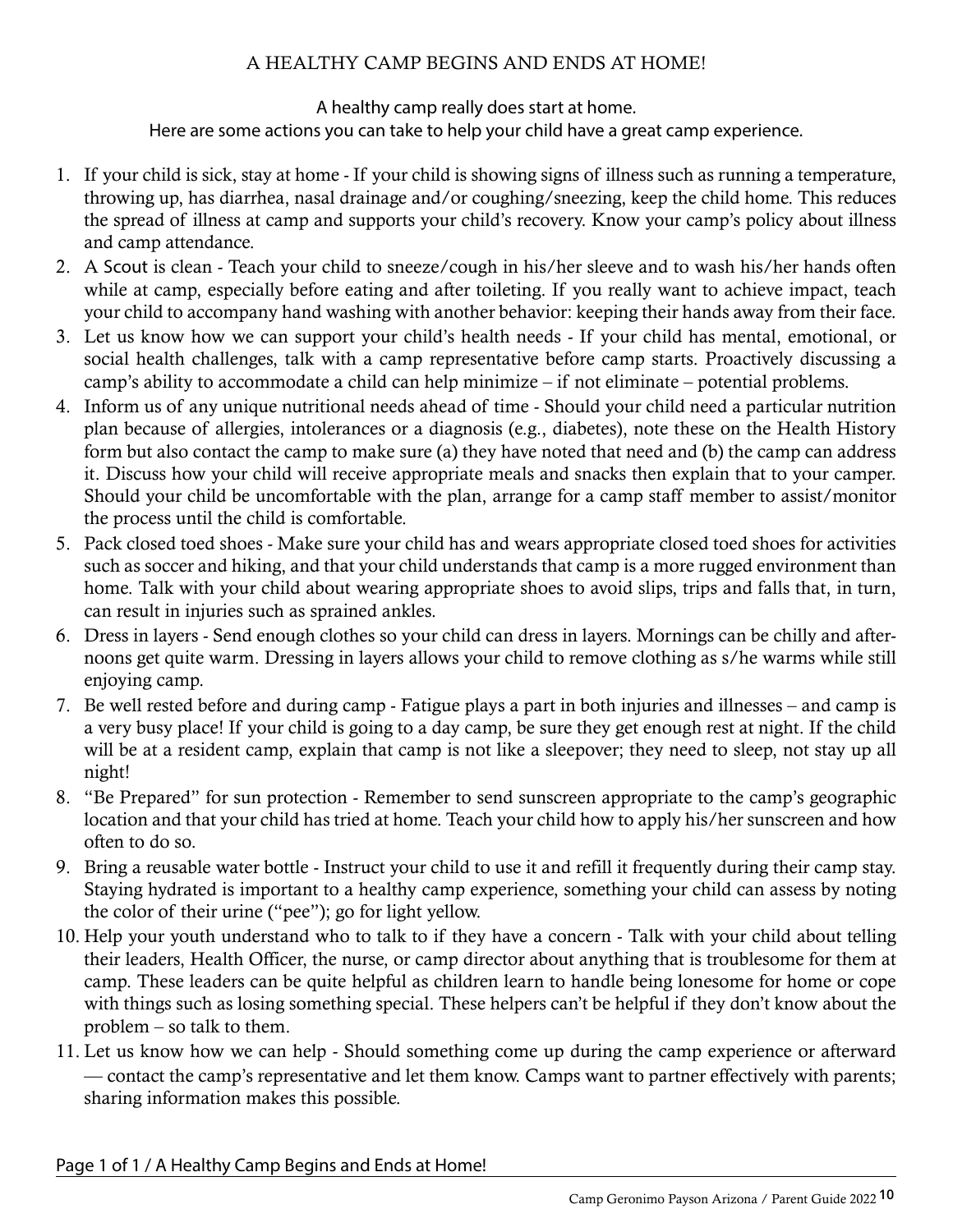# A HEALTHY CAMP BEGINS AND ENDS AT HOME!

A healthy camp really does start at home.
Here are some actions you can take to help your child have a great camp experience.

1. If your child is sick, stay at home - If your child is showing signs of illness such as running a temperature, throwing up, has diarrhea, nasal drainage and/or coughing/sneezing, keep the child home. This reduces the spread of illness at camp and supports your child's recovery. Know your camp's policy about illness and camp attendance.
2. A Scout is clean - Teach your child to sneeze/cough in his/her sleeve and to wash his/her hands often while at camp, especially before eating and after toileting. If you really want to achieve impact, teach your child to accompany hand washing with another behavior: keeping their hands away from their face.
3. Let us know how we can support your child's health needs - If your child has mental, emotional, or social health challenges, talk with a camp representative before camp starts. Proactively discussing a camp's ability to accommodate a child can help minimize – if not eliminate – potential problems.
4. Inform us of any unique nutritional needs ahead of time - Should your child need a particular nutrition plan because of allergies, intolerances or a diagnosis (e.g., diabetes), note these on the Health History form but also contact the camp to make sure (a) they have noted that need and (b) the camp can address it. Discuss how your child will receive appropriate meals and snacks then explain that to your camper. Should your child be uncomfortable with the plan, arrange for a camp staff member to assist/monitor the process until the child is comfortable.
5. Pack closed toed shoes - Make sure your child has and wears appropriate closed toed shoes for activities such as soccer and hiking, and that your child understands that camp is a more rugged environment than home. Talk with your child about wearing appropriate shoes to avoid slips, trips and falls that, in turn, can result in injuries such as sprained ankles.
6. Dress in layers - Send enough clothes so your child can dress in layers. Mornings can be chilly and afternoons get quite warm. Dressing in layers allows your child to remove clothing as s/he warms while still enjoying camp.
7. Be well rested before and during camp - Fatigue plays a part in both injuries and illnesses – and camp is a very busy place! If your child is going to a day camp, be sure they get enough rest at night. If the child will be at a resident camp, explain that camp is not like a sleepover; they need to sleep, not stay up all night!
8. "Be Prepared" for sun protection - Remember to send sunscreen appropriate to the camp's geographic location and that your child has tried at home. Teach your child how to apply his/her sunscreen and how often to do so.
9. Bring a reusable water bottle - Instruct your child to use it and refill it frequently during their camp stay. Staying hydrated is important to a healthy camp experience, something your child can assess by noting the color of their urine ("pee"); go for light yellow.
10. Help your youth understand who to talk to if they have a concern - Talk with your child about telling their leaders, Health Officer, the nurse, or camp director about anything that is troublesome for them at camp. These leaders can be quite helpful as children learn to handle being lonesome for home or cope with things such as losing something special. These helpers can't be helpful if they don't know about the problem – so talk to them.
11. Let us know how we can help - Should something come up during the camp experience or afterward — contact the camp's representative and let them know. Camps want to partner effectively with parents; sharing information makes this possible.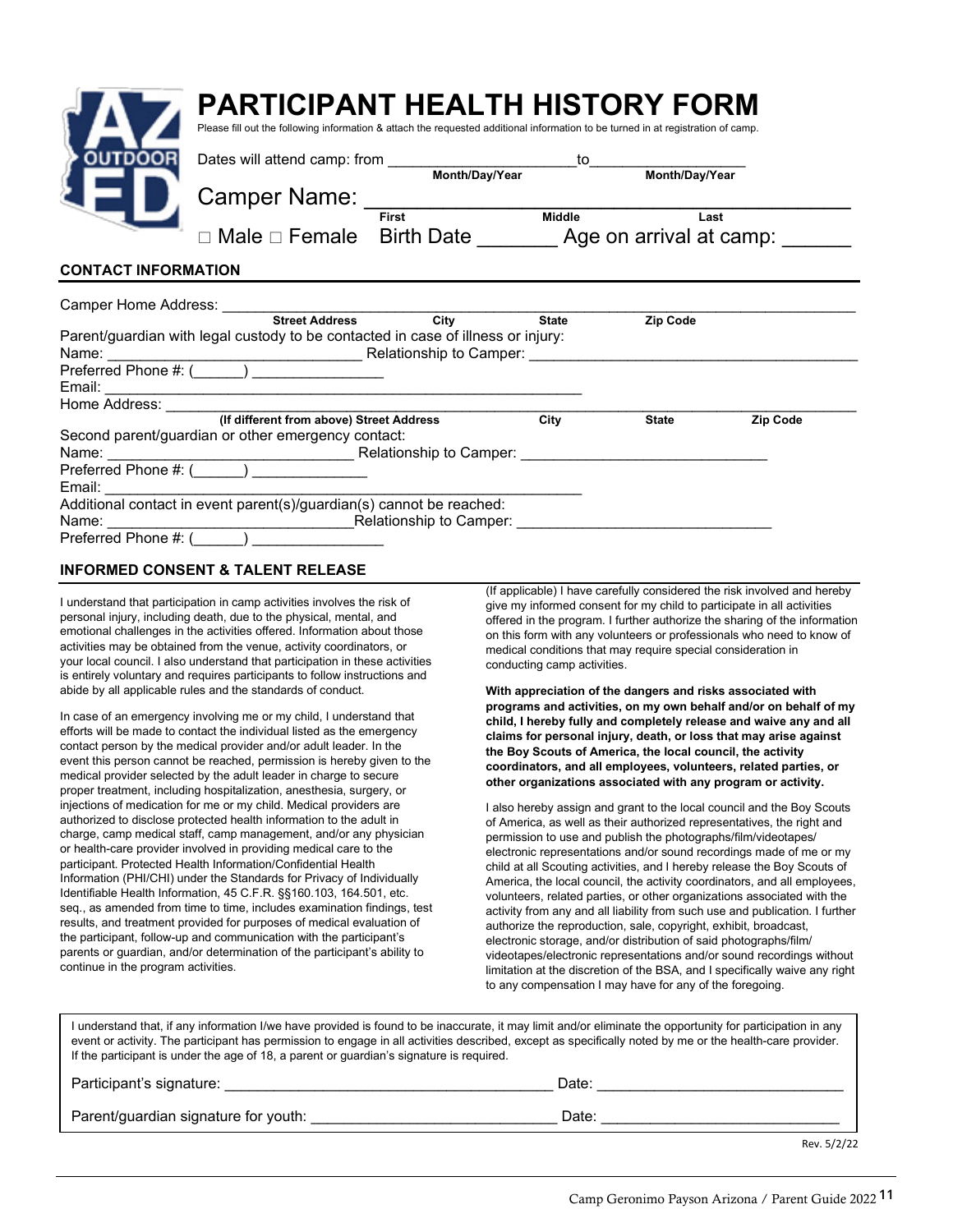# PARTICIPANT HEALTH HISTORY FORM

Please fill out the following information & attach the requested additional information to be turned in at registration of camp.

Dates will attend camp: from ______________________ to ___________________
Month/Day/Year                Month/Day/Year

Camper Name: _______________________________________________
First                Middle                Last

□ Male □ Female   Birth Date _______ Age on arrival at camp: ______

## CONTACT INFORMATION

Camper Home Address: ______________________________________________________________________
Street Address     City     State     Zip Code

Parent/guardian with legal custody to be contacted in case of illness or injury:

Name: ______________________________ Relationship to Camper: _______________________________________

Preferred Phone #: (______) _______________

Email: ________________________________________________________

Home Address: ______________________________________________________________________________
(If different from above) Street Address     City     State     Zip Code

Second parent/guardian or other emergency contact:

Name: ______________________________ Relationship to Camper: _____________________________

Preferred Phone #: (______) _____________

Email: ________________________________________________________

Additional contact in event parent(s)/guardian(s) cannot be reached:

Name: ______________________________ Relationship to Camper: ______________________________

Preferred Phone #: (______) _______________

## INFORMED CONSENT & TALENT RELEASE

I understand that participation in camp activities involves the risk of personal injury, including death, due to the physical, mental, and emotional challenges in the activities offered. Information about those activities may be obtained from the venue, activity coordinators, or your local council. I also understand that participation in these activities is entirely voluntary and requires participants to follow instructions and abide by all applicable rules and the standards of conduct.

In case of an emergency involving me or my child, I understand that efforts will be made to contact the individual listed as the emergency contact person by the medical provider and/or adult leader. In the event this person cannot be reached, permission is hereby given to the medical provider selected by the adult leader in charge to secure proper treatment, including hospitalization, anesthesia, surgery, or injections of medication for me or my child. Medical providers are authorized to disclose protected health information to the adult in charge, camp medical staff, camp management, and/or any physician or health-care provider involved in providing medical care to the participant. Protected Health Information/Confidential Health Information (PHI/CHI) under the Standards for Privacy of Individually Identifiable Health Information, 45 C.F.R. §§160.103, 164.501, etc. seq., as amended from time to time, includes examination findings, test results, and treatment provided for purposes of medical evaluation of the participant, follow-up and communication with the participant's parents or guardian, and/or determination of the participant's ability to continue in the program activities.

(If applicable) I have carefully considered the risk involved and hereby give my informed consent for my child to participate in all activities offered in the program. I further authorize the sharing of the information on this form with any volunteers or professionals who need to know of medical conditions that may require special consideration in conducting camp activities.

**With appreciation of the dangers and risks associated with programs and activities, on my own behalf and/or on behalf of my child, I hereby fully and completely release and waive any and all claims for personal injury, death, or loss that may arise against the Boy Scouts of America, the local council, the activity coordinators, and all employees, volunteers, related parties, or other organizations associated with any program or activity.**

I also hereby assign and grant to the local council and the Boy Scouts of America, as well as their authorized representatives, the right and permission to use and publish the photographs/film/videotapes/electronic representations and/or sound recordings made of me or my child at all Scouting activities, and I hereby release the Boy Scouts of America, the local council, the activity coordinators, and all employees, volunteers, related parties, or other organizations associated with the activity from any and all liability from such use and publication. I further authorize the reproduction, sale, copyright, exhibit, broadcast, electronic storage, and/or distribution of said photographs/film/videotapes/electronic representations and/or sound recordings without limitation at the discretion of the BSA, and I specifically waive any right to any compensation I may have for any of the foregoing.

I understand that, if any information I/we have provided is found to be inaccurate, it may limit and/or eliminate the opportunity for participation in any event or activity. The participant has permission to engage in all activities described, except as specifically noted by me or the health-care provider. If the participant is under the age of 18, a parent or guardian's signature is required.

Participant's signature: ________________________________________ Date: ______________________________

Parent/guardian signature for youth: ______________________________ Date: _____________________________

Rev. 5/2/22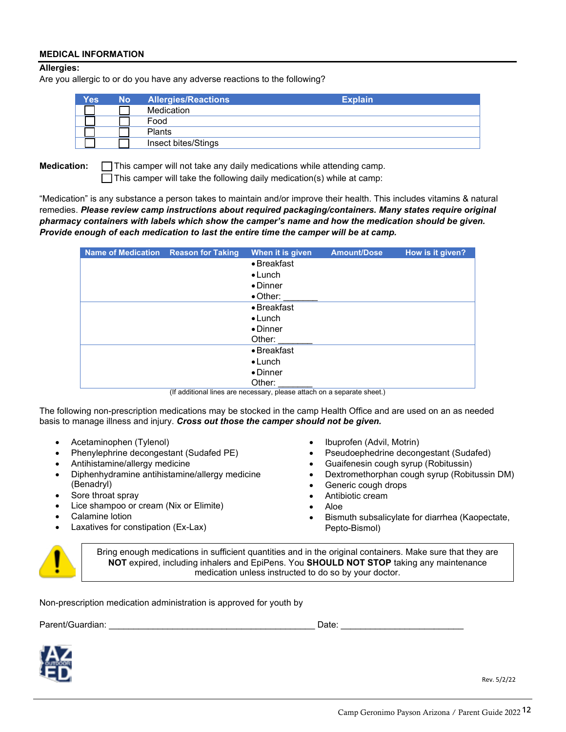## MEDICAL INFORMATION

**Allergies:**

Are you allergic to or do you have any adverse reactions to the following?

| Yes | No | Allergies/Reactions | Explain |
|---|---|---|---|
| ☐ | ☐ | Medication | |
| ☐ | ☐ | Food | |
| ☐ | ☐ | Plants | |
| ☐ | ☐ | Insect bites/Stings | |

**Medication:** ☐ This camper will not take any daily medications while attending camp.
☐ This camper will take the following daily medication(s) while at camp:

"Medication" is any substance a person takes to maintain and/or improve their health. This includes vitamins & natural remedies. ***Please review camp instructions about required packaging/containers. Many states require original pharmacy containers with labels which show the camper's name and how the medication should be given. Provide enough of each medication to last the entire time the camper will be at camp.***

| Name of Medication | Reason for Taking | When it is given | Amount/Dose | How is it given? |
|---|---|---|---|---|
| | | • Breakfast<br>• Lunch<br>• Dinner<br>• Other: _______ | | |
| | | • Breakfast<br>• Lunch<br>• Dinner<br>Other: _______ | | |
| | | • Breakfast<br>• Lunch<br>• Dinner<br>Other: _______ | | |

(If additional lines are necessary, please attach on a separate sheet.)

The following non-prescription medications may be stocked in the camp Health Office and are used on an as needed basis to manage illness and injury. ***Cross out those the camper should not be given.***

- Acetaminophen (Tylenol)
- Phenylephrine decongestant (Sudafed PE)
- Antihistamine/allergy medicine
- Diphenhydramine antihistamine/allergy medicine (Benadryl)
- Sore throat spray
- Lice shampoo or cream (Nix or Elimite)
- Calamine lotion
- Laxatives for constipation (Ex-Lax)
- Ibuprofen (Advil, Motrin)
- Pseudoephedrine decongestant (Sudafed)
- Guaifenesin cough syrup (Robitussin)
- Dextromethorphan cough syrup (Robitussin DM)
- Generic cough drops
- Antibiotic cream
- Aloe
- Bismuth subsalicylate for diarrhea (Kaopectate, Pepto-Bismol)

Bring enough medications in sufficient quantities and in the original containers. Make sure that they are **NOT** expired, including inhalers and EpiPens. You **SHOULD NOT STOP** taking any maintenance medication unless instructed to do so by your doctor.

Non-prescription medication administration is approved for youth by

Parent/Guardian: ___________________________________________ Date: _________________________

Rev. 5/2/22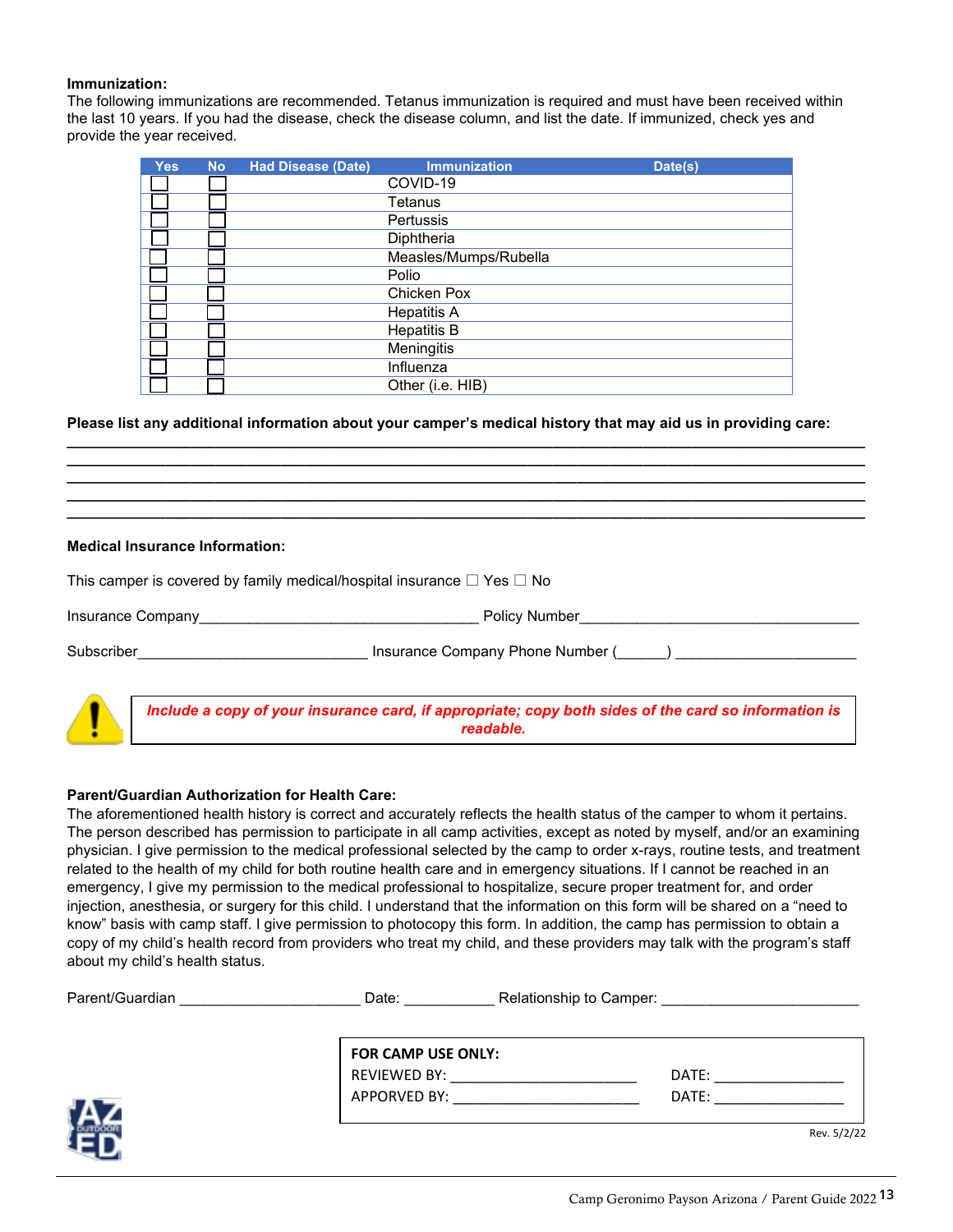**Immunization:**
The following immunizations are recommended. Tetanus immunization is required and must have been received within the last 10 years. If you had the disease, check the disease column, and list the date. If immunized, check yes and provide the year received.

| Yes | No | Had Disease (Date) | Immunization | Date(s) |
|---|---|---|---|---|
| ☐ | ☐ | | COVID-19 | |
| ☐ | ☐ | | Tetanus | |
| ☐ | ☐ | | Pertussis | |
| ☐ | ☐ | | Diphtheria | |
| ☐ | ☐ | | Measles/Mumps/Rubella | |
| ☐ | ☐ | | Polio | |
| ☐ | ☐ | | Chicken Pox | |
| ☐ | ☐ | | Hepatitis A | |
| ☐ | ☐ | | Hepatitis B | |
| ☐ | ☐ | | Meningitis | |
| ☐ | ☐ | | Influenza | |
| ☐ | ☐ | | Other (i.e. HIB) | |

**Please list any additional information about your camper's medical history that may aid us in providing care:**

______________________________________________________________________________
______________________________________________________________________________
______________________________________________________________________________
______________________________________________________________________________
______________________________________________________________________________

**Medical Insurance Information:**

This camper is covered by family medical/hospital insurance ☐ Yes ☐ No

Insurance Company__________________________________ Policy Number__________________________________

Subscriber____________________________ Insurance Company Phone Number (______) ______________________

***Include a copy of your insurance card, if appropriate; copy both sides of the card so information is readable.***

**Parent/Guardian Authorization for Health Care:**
The aforementioned health history is correct and accurately reflects the health status of the camper to whom it pertains. The person described has permission to participate in all camp activities, except as noted by myself, and/or an examining physician. I give permission to the medical professional selected by the camp to order x-rays, routine tests, and treatment related to the health of my child for both routine health care and in emergency situations. If I cannot be reached in an emergency, I give my permission to the medical professional to hospitalize, secure proper treatment for, and order injection, anesthesia, or surgery for this child. I understand that the information on this form will be shared on a "need to know" basis with camp staff. I give permission to photocopy this form. In addition, the camp has permission to obtain a copy of my child's health record from providers who treat my child, and these providers may talk with the program's staff about my child's health status.

Parent/Guardian ______________________ Date: ___________ Relationship to Camper: ________________________

**FOR CAMP USE ONLY:**
REVIEWED BY: ________________________ DATE: ________________
APPORVED BY: ________________________ DATE: ________________

Rev. 5/2/22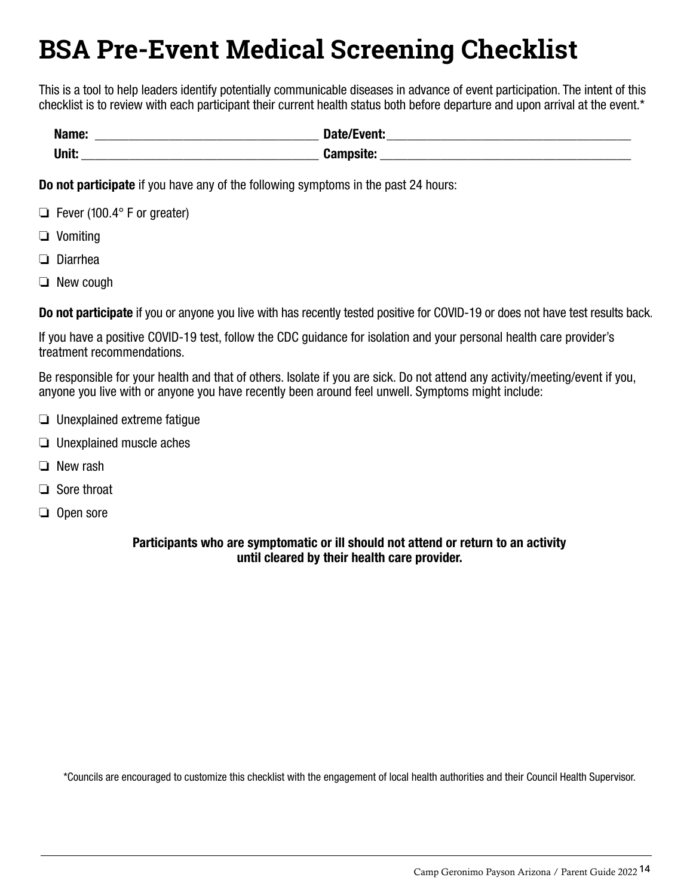# BSA Pre-Event Medical Screening Checklist

This is a tool to help leaders identify potentially communicable diseases in advance of event participation. The intent of this checklist is to review with each participant their current health status both before departure and upon arrival at the event.*

**Name:** ______________________________ **Date/Event:** ______________________________

**Unit:** ______________________________ **Campsite:** ______________________________

**Do not participate** if you have any of the following symptoms in the past 24 hours:

- ❏ Fever (100.4° F or greater)
- ❏ Vomiting
- ❏ Diarrhea
- ❏ New cough

**Do not participate** if you or anyone you live with has recently tested positive for COVID-19 or does not have test results back.

If you have a positive COVID-19 test, follow the CDC guidance for isolation and your personal health care provider's treatment recommendations.

Be responsible for your health and that of others. Isolate if you are sick. Do not attend any activity/meeting/event if you, anyone you live with or anyone you have recently been around feel unwell. Symptoms might include:

- ❏ Unexplained extreme fatigue
- ❏ Unexplained muscle aches
- ❏ New rash
- ❏ Sore throat
- ❏ Open sore

**Participants who are symptomatic or ill should not attend or return to an activity until cleared by their health care provider.**

*Councils are encouraged to customize this checklist with the engagement of local health authorities and their Council Health Supervisor.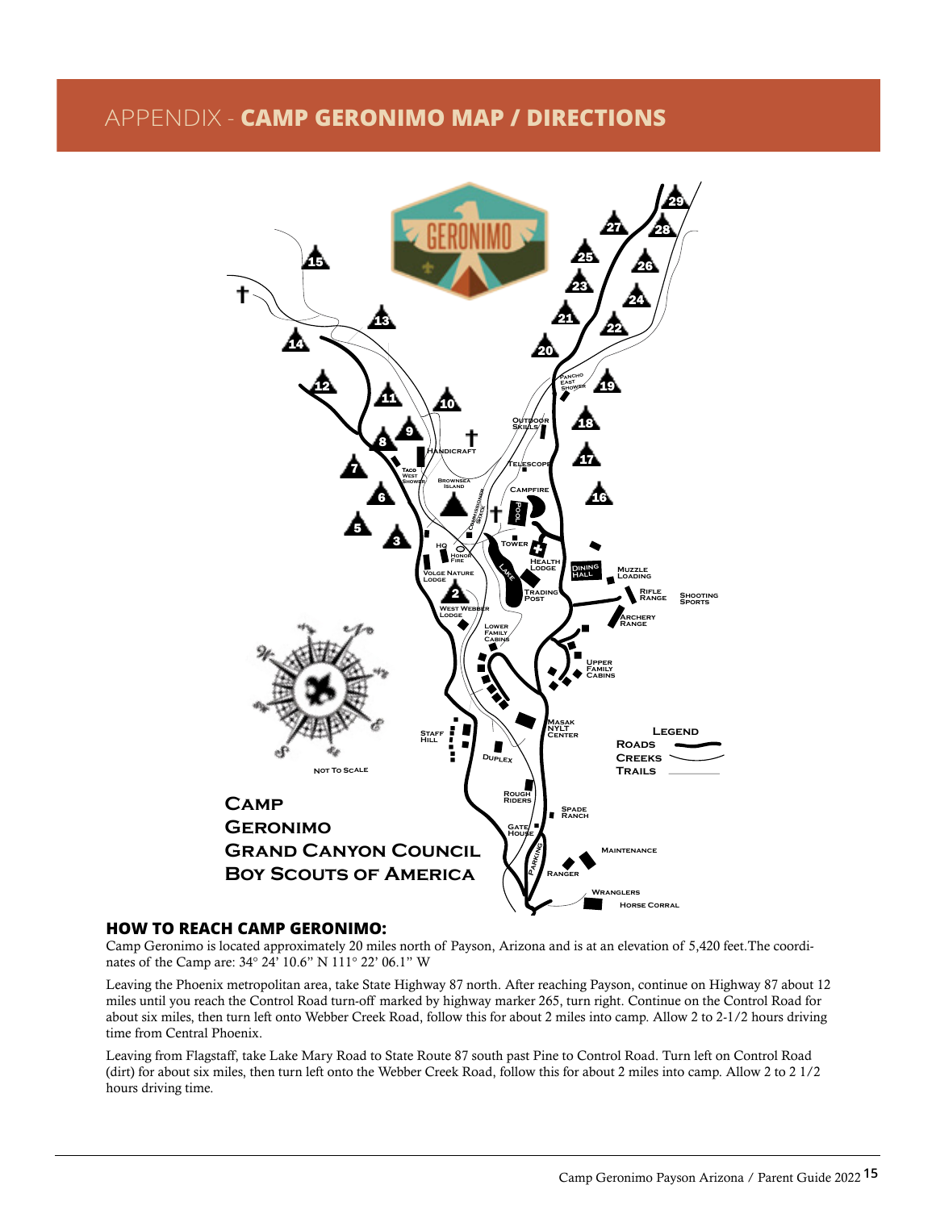# APPENDIX - CAMP GERONIMO MAP / DIRECTIONS

Camp Geronimo
Grand Canyon Council
Boy Scouts of America

Not To Scale

Legend
Roads
Creeks
Trails

## HOW TO REACH CAMP GERONIMO:

Camp Geronimo is located approximately 20 miles north of Payson, Arizona and is at an elevation of 5,420 feet.The coordinates of the Camp are: 34° 24' 10.6" N 111° 22' 06.1" W

Leaving the Phoenix metropolitan area, take State Highway 87 north. After reaching Payson, continue on Highway 87 about 12 miles until you reach the Control Road turn-off marked by highway marker 265, turn right. Continue on the Control Road for about six miles, then turn left onto Webber Creek Road, follow this for about 2 miles into camp. Allow 2 to 2-1/2 hours driving time from Central Phoenix.

Leaving from Flagstaff, take Lake Mary Road to State Route 87 south past Pine to Control Road. Turn left on Control Road (dirt) for about six miles, then turn left onto the Webber Creek Road, follow this for about 2 miles into camp. Allow 2 to 2 1/2 hours driving time.